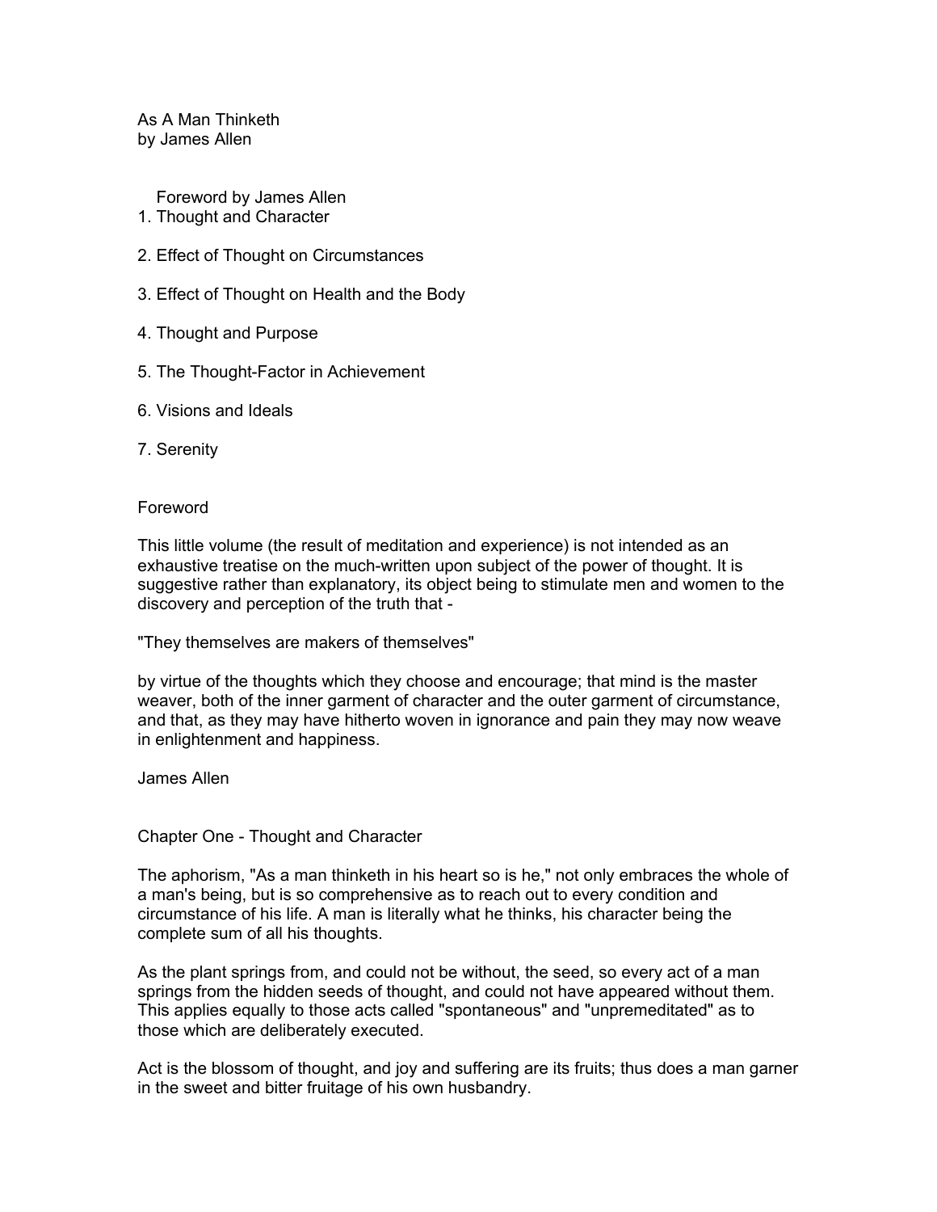# As A Man Thinketh
by James Allen

Foreword by James Allen

1. Thought and Character
2. Effect of Thought on Circumstances
3. Effect of Thought on Health and the Body
4. Thought and Purpose
5. The Thought-Factor in Achievement
6. Visions and Ideals
7. Serenity

## Foreword

This little volume (the result of meditation and experience) is not intended as an exhaustive treatise on the much-written upon subject of the power of thought. It is suggestive rather than explanatory, its object being to stimulate men and women to the discovery and perception of the truth that -

"They themselves are makers of themselves"

by virtue of the thoughts which they choose and encourage; that mind is the master weaver, both of the inner garment of character and the outer garment of circumstance, and that, as they may have hitherto woven in ignorance and pain they may now weave in enlightenment and happiness.

James Allen

## Chapter One - Thought and Character

The aphorism, "As a man thinketh in his heart so is he," not only embraces the whole of a man's being, but is so comprehensive as to reach out to every condition and circumstance of his life. A man is literally what he thinks, his character being the complete sum of all his thoughts.

As the plant springs from, and could not be without, the seed, so every act of a man springs from the hidden seeds of thought, and could not have appeared without them. This applies equally to those acts called "spontaneous" and "unpremeditated" as to those which are deliberately executed.

Act is the blossom of thought, and joy and suffering are its fruits; thus does a man garner in the sweet and bitter fruitage of his own husbandry.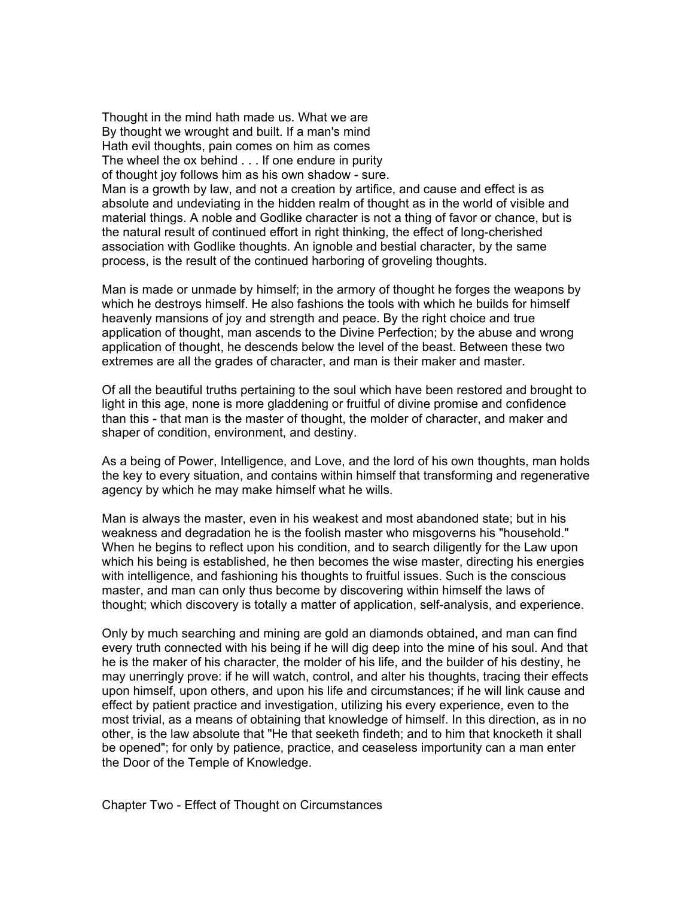Thought in the mind hath made us. What we are
By thought we wrought and built. If a man's mind
Hath evil thoughts, pain comes on him as comes
The wheel the ox behind . . . If one endure in purity
of thought joy follows him as his own shadow - sure.

Man is a growth by law, and not a creation by artifice, and cause and effect is as absolute and undeviating in the hidden realm of thought as in the world of visible and material things. A noble and Godlike character is not a thing of favor or chance, but is the natural result of continued effort in right thinking, the effect of long-cherished association with Godlike thoughts. An ignoble and bestial character, by the same process, is the result of the continued harboring of groveling thoughts.

Man is made or unmade by himself; in the armory of thought he forges the weapons by which he destroys himself. He also fashions the tools with which he builds for himself heavenly mansions of joy and strength and peace. By the right choice and true application of thought, man ascends to the Divine Perfection; by the abuse and wrong application of thought, he descends below the level of the beast. Between these two extremes are all the grades of character, and man is their maker and master.

Of all the beautiful truths pertaining to the soul which have been restored and brought to light in this age, none is more gladdening or fruitful of divine promise and confidence than this - that man is the master of thought, the molder of character, and maker and shaper of condition, environment, and destiny.

As a being of Power, Intelligence, and Love, and the lord of his own thoughts, man holds the key to every situation, and contains within himself that transforming and regenerative agency by which he may make himself what he wills.

Man is always the master, even in his weakest and most abandoned state; but in his weakness and degradation he is the foolish master who misgoverns his "household." When he begins to reflect upon his condition, and to search diligently for the Law upon which his being is established, he then becomes the wise master, directing his energies with intelligence, and fashioning his thoughts to fruitful issues. Such is the conscious master, and man can only thus become by discovering within himself the laws of thought; which discovery is totally a matter of application, self-analysis, and experience.

Only by much searching and mining are gold an diamonds obtained, and man can find every truth connected with his being if he will dig deep into the mine of his soul. And that he is the maker of his character, the molder of his life, and the builder of his destiny, he may unerringly prove: if he will watch, control, and alter his thoughts, tracing their effects upon himself, upon others, and upon his life and circumstances; if he will link cause and effect by patient practice and investigation, utilizing his every experience, even to the most trivial, as a means of obtaining that knowledge of himself. In this direction, as in no other, is the law absolute that "He that seeketh findeth; and to him that knocketh it shall be opened"; for only by patience, practice, and ceaseless importunity can a man enter the Door of the Temple of Knowledge.

## Chapter Two - Effect of Thought on Circumstances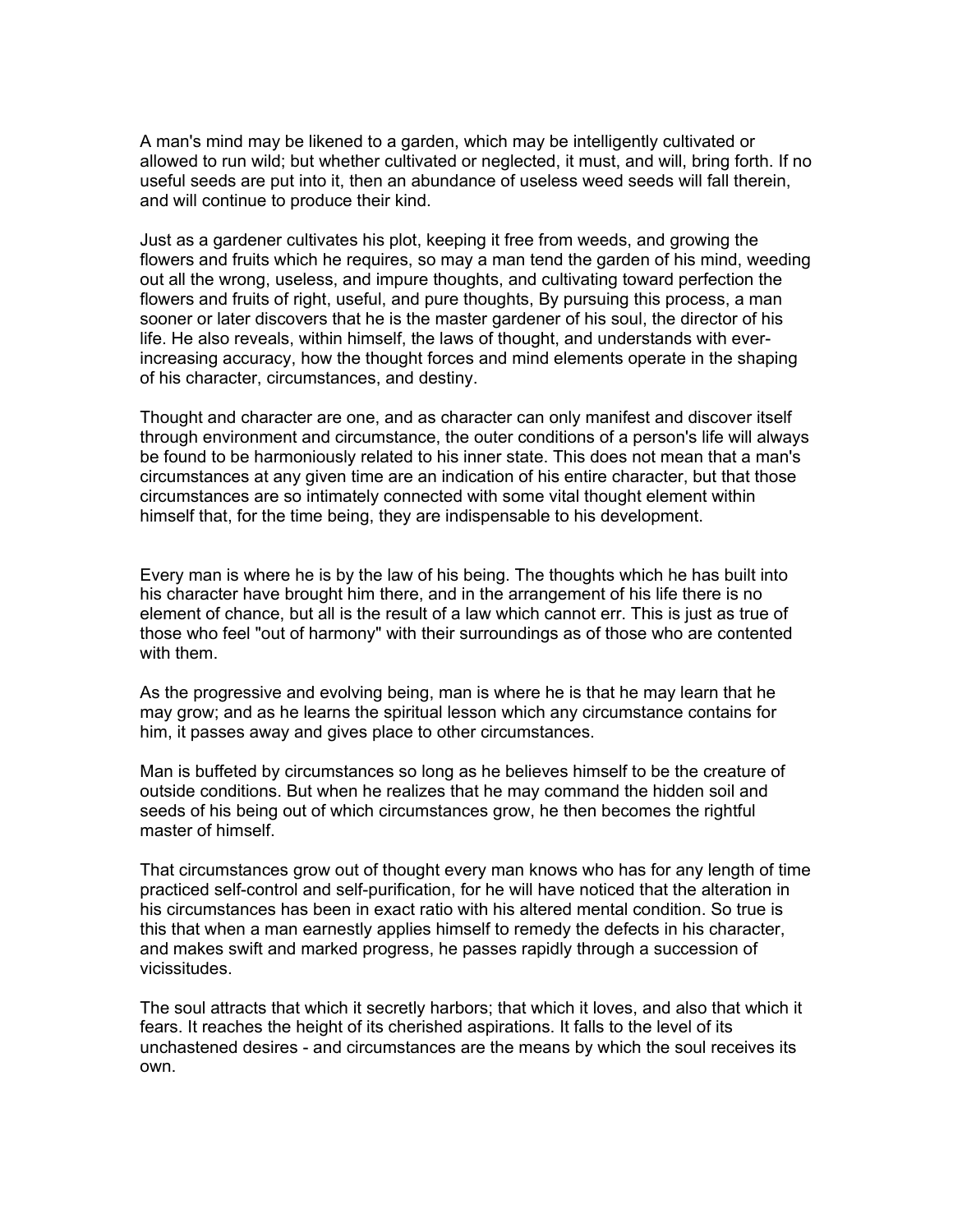A man's mind may be likened to a garden, which may be intelligently cultivated or allowed to run wild; but whether cultivated or neglected, it must, and will, bring forth. If no useful seeds are put into it, then an abundance of useless weed seeds will fall therein, and will continue to produce their kind.

Just as a gardener cultivates his plot, keeping it free from weeds, and growing the flowers and fruits which he requires, so may a man tend the garden of his mind, weeding out all the wrong, useless, and impure thoughts, and cultivating toward perfection the flowers and fruits of right, useful, and pure thoughts, By pursuing this process, a man sooner or later discovers that he is the master gardener of his soul, the director of his life. He also reveals, within himself, the laws of thought, and understands with ever-increasing accuracy, how the thought forces and mind elements operate in the shaping of his character, circumstances, and destiny.

Thought and character are one, and as character can only manifest and discover itself through environment and circumstance, the outer conditions of a person's life will always be found to be harmoniously related to his inner state. This does not mean that a man's circumstances at any given time are an indication of his entire character, but that those circumstances are so intimately connected with some vital thought element within himself that, for the time being, they are indispensable to his development.

Every man is where he is by the law of his being. The thoughts which he has built into his character have brought him there, and in the arrangement of his life there is no element of chance, but all is the result of a law which cannot err. This is just as true of those who feel "out of harmony" with their surroundings as of those who are contented with them.

As the progressive and evolving being, man is where he is that he may learn that he may grow; and as he learns the spiritual lesson which any circumstance contains for him, it passes away and gives place to other circumstances.

Man is buffeted by circumstances so long as he believes himself to be the creature of outside conditions. But when he realizes that he may command the hidden soil and seeds of his being out of which circumstances grow, he then becomes the rightful master of himself.

That circumstances grow out of thought every man knows who has for any length of time practiced self-control and self-purification, for he will have noticed that the alteration in his circumstances has been in exact ratio with his altered mental condition. So true is this that when a man earnestly applies himself to remedy the defects in his character, and makes swift and marked progress, he passes rapidly through a succession of vicissitudes.

The soul attracts that which it secretly harbors; that which it loves, and also that which it fears. It reaches the height of its cherished aspirations. It falls to the level of its unchastened desires - and circumstances are the means by which the soul receives its own.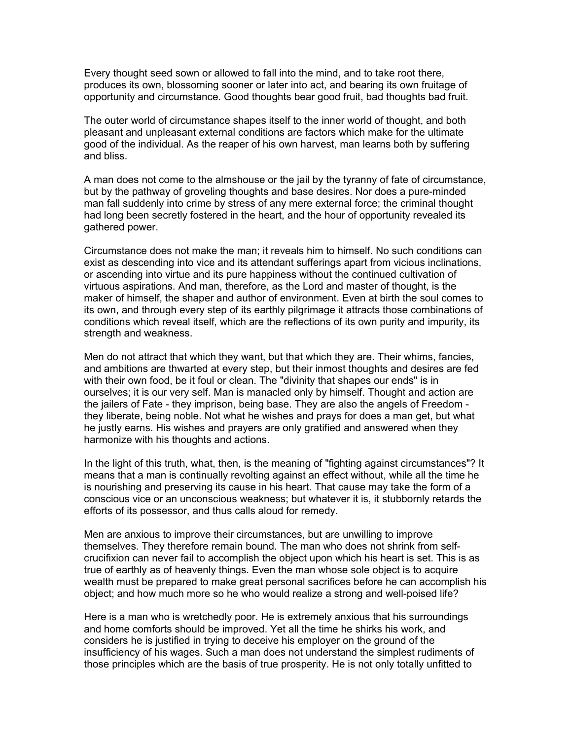Every thought seed sown or allowed to fall into the mind, and to take root there, produces its own, blossoming sooner or later into act, and bearing its own fruitage of opportunity and circumstance. Good thoughts bear good fruit, bad thoughts bad fruit.

The outer world of circumstance shapes itself to the inner world of thought, and both pleasant and unpleasant external conditions are factors which make for the ultimate good of the individual. As the reaper of his own harvest, man learns both by suffering and bliss.

A man does not come to the almshouse or the jail by the tyranny of fate of circumstance, but by the pathway of groveling thoughts and base desires. Nor does a pure-minded man fall suddenly into crime by stress of any mere external force; the criminal thought had long been secretly fostered in the heart, and the hour of opportunity revealed its gathered power.

Circumstance does not make the man; it reveals him to himself. No such conditions can exist as descending into vice and its attendant sufferings apart from vicious inclinations, or ascending into virtue and its pure happiness without the continued cultivation of virtuous aspirations. And man, therefore, as the Lord and master of thought, is the maker of himself, the shaper and author of environment. Even at birth the soul comes to its own, and through every step of its earthly pilgrimage it attracts those combinations of conditions which reveal itself, which are the reflections of its own purity and impurity, its strength and weakness.

Men do not attract that which they want, but that which they are. Their whims, fancies, and ambitions are thwarted at every step, but their inmost thoughts and desires are fed with their own food, be it foul or clean. The "divinity that shapes our ends" is in ourselves; it is our very self. Man is manacled only by himself. Thought and action are the jailers of Fate - they imprison, being base. They are also the angels of Freedom - they liberate, being noble. Not what he wishes and prays for does a man get, but what he justly earns. His wishes and prayers are only gratified and answered when they harmonize with his thoughts and actions.

In the light of this truth, what, then, is the meaning of "fighting against circumstances"? It means that a man is continually revolting against an effect without, while all the time he is nourishing and preserving its cause in his heart. That cause may take the form of a conscious vice or an unconscious weakness; but whatever it is, it stubbornly retards the efforts of its possessor, and thus calls aloud for remedy.

Men are anxious to improve their circumstances, but are unwilling to improve themselves. They therefore remain bound. The man who does not shrink from self-crucifixion can never fail to accomplish the object upon which his heart is set. This is as true of earthly as of heavenly things. Even the man whose sole object is to acquire wealth must be prepared to make great personal sacrifices before he can accomplish his object; and how much more so he who would realize a strong and well-poised life?

Here is a man who is wretchedly poor. He is extremely anxious that his surroundings and home comforts should be improved. Yet all the time he shirks his work, and considers he is justified in trying to deceive his employer on the ground of the insufficiency of his wages. Such a man does not understand the simplest rudiments of those principles which are the basis of true prosperity. He is not only totally unfitted to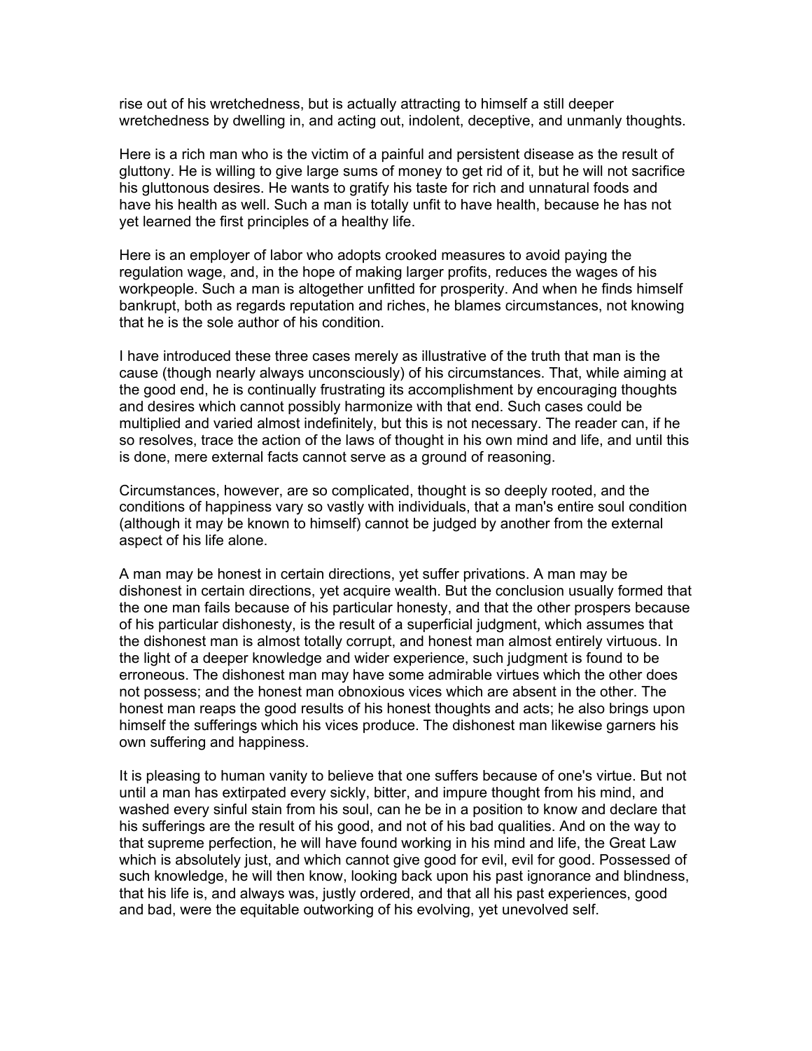rise out of his wretchedness, but is actually attracting to himself a still deeper wretchedness by dwelling in, and acting out, indolent, deceptive, and unmanly thoughts.

Here is a rich man who is the victim of a painful and persistent disease as the result of gluttony. He is willing to give large sums of money to get rid of it, but he will not sacrifice his gluttonous desires. He wants to gratify his taste for rich and unnatural foods and have his health as well. Such a man is totally unfit to have health, because he has not yet learned the first principles of a healthy life.

Here is an employer of labor who adopts crooked measures to avoid paying the regulation wage, and, in the hope of making larger profits, reduces the wages of his workpeople. Such a man is altogether unfitted for prosperity. And when he finds himself bankrupt, both as regards reputation and riches, he blames circumstances, not knowing that he is the sole author of his condition.

I have introduced these three cases merely as illustrative of the truth that man is the cause (though nearly always unconsciously) of his circumstances. That, while aiming at the good end, he is continually frustrating its accomplishment by encouraging thoughts and desires which cannot possibly harmonize with that end. Such cases could be multiplied and varied almost indefinitely, but this is not necessary. The reader can, if he so resolves, trace the action of the laws of thought in his own mind and life, and until this is done, mere external facts cannot serve as a ground of reasoning.

Circumstances, however, are so complicated, thought is so deeply rooted, and the conditions of happiness vary so vastly with individuals, that a man's entire soul condition (although it may be known to himself) cannot be judged by another from the external aspect of his life alone.

A man may be honest in certain directions, yet suffer privations. A man may be dishonest in certain directions, yet acquire wealth. But the conclusion usually formed that the one man fails because of his particular honesty, and that the other prospers because of his particular dishonesty, is the result of a superficial judgment, which assumes that the dishonest man is almost totally corrupt, and honest man almost entirely virtuous. In the light of a deeper knowledge and wider experience, such judgment is found to be erroneous. The dishonest man may have some admirable virtues which the other does not possess; and the honest man obnoxious vices which are absent in the other. The honest man reaps the good results of his honest thoughts and acts; he also brings upon himself the sufferings which his vices produce. The dishonest man likewise garners his own suffering and happiness.

It is pleasing to human vanity to believe that one suffers because of one's virtue. But not until a man has extirpated every sickly, bitter, and impure thought from his mind, and washed every sinful stain from his soul, can he be in a position to know and declare that his sufferings are the result of his good, and not of his bad qualities. And on the way to that supreme perfection, he will have found working in his mind and life, the Great Law which is absolutely just, and which cannot give good for evil, evil for good. Possessed of such knowledge, he will then know, looking back upon his past ignorance and blindness, that his life is, and always was, justly ordered, and that all his past experiences, good and bad, were the equitable outworking of his evolving, yet unevolved self.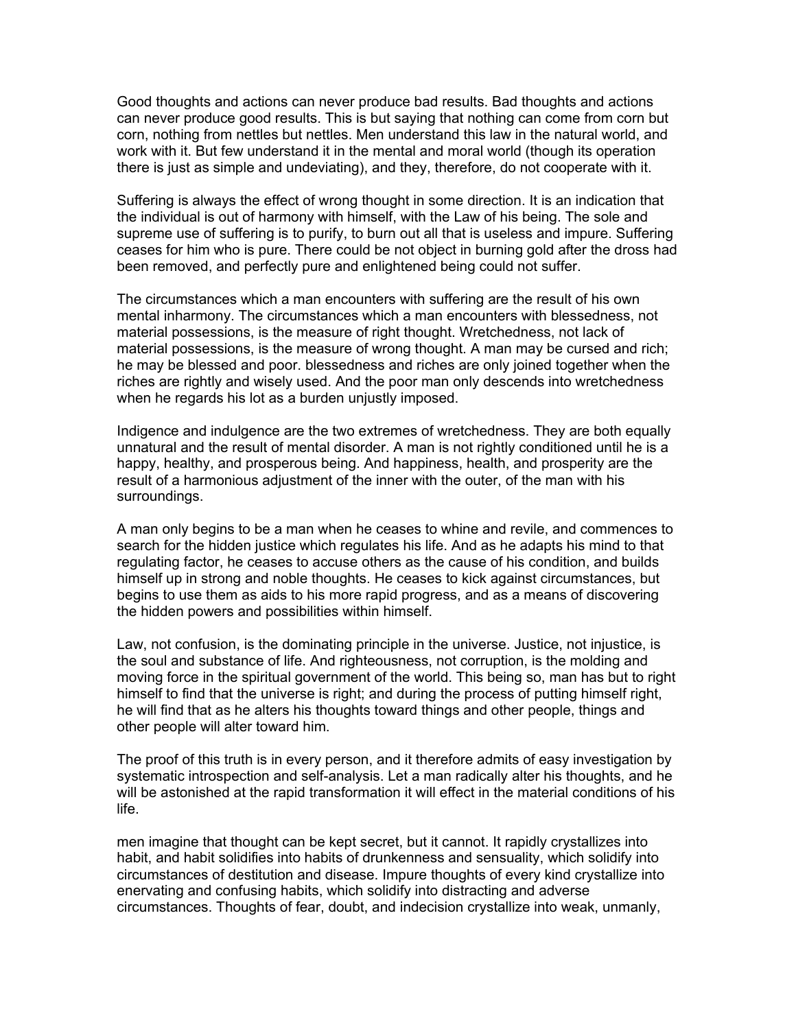Good thoughts and actions can never produce bad results. Bad thoughts and actions can never produce good results. This is but saying that nothing can come from corn but corn, nothing from nettles but nettles. Men understand this law in the natural world, and work with it. But few understand it in the mental and moral world (though its operation there is just as simple and undeviating), and they, therefore, do not cooperate with it.

Suffering is always the effect of wrong thought in some direction. It is an indication that the individual is out of harmony with himself, with the Law of his being. The sole and supreme use of suffering is to purify, to burn out all that is useless and impure. Suffering ceases for him who is pure. There could be not object in burning gold after the dross had been removed, and perfectly pure and enlightened being could not suffer.

The circumstances which a man encounters with suffering are the result of his own mental inharmony. The circumstances which a man encounters with blessedness, not material possessions, is the measure of right thought. Wretchedness, not lack of material possessions, is the measure of wrong thought. A man may be cursed and rich; he may be blessed and poor. blessedness and riches are only joined together when the riches are rightly and wisely used. And the poor man only descends into wretchedness when he regards his lot as a burden unjustly imposed.

Indigence and indulgence are the two extremes of wretchedness. They are both equally unnatural and the result of mental disorder. A man is not rightly conditioned until he is a happy, healthy, and prosperous being. And happiness, health, and prosperity are the result of a harmonious adjustment of the inner with the outer, of the man with his surroundings.

A man only begins to be a man when he ceases to whine and revile, and commences to search for the hidden justice which regulates his life. And as he adapts his mind to that regulating factor, he ceases to accuse others as the cause of his condition, and builds himself up in strong and noble thoughts. He ceases to kick against circumstances, but begins to use them as aids to his more rapid progress, and as a means of discovering the hidden powers and possibilities within himself.

Law, not confusion, is the dominating principle in the universe. Justice, not injustice, is the soul and substance of life. And righteousness, not corruption, is the molding and moving force in the spiritual government of the world. This being so, man has but to right himself to find that the universe is right; and during the process of putting himself right, he will find that as he alters his thoughts toward things and other people, things and other people will alter toward him.

The proof of this truth is in every person, and it therefore admits of easy investigation by systematic introspection and self-analysis. Let a man radically alter his thoughts, and he will be astonished at the rapid transformation it will effect in the material conditions of his life.

men imagine that thought can be kept secret, but it cannot. It rapidly crystallizes into habit, and habit solidifies into habits of drunkenness and sensuality, which solidify into circumstances of destitution and disease. Impure thoughts of every kind crystallize into enervating and confusing habits, which solidify into distracting and adverse circumstances. Thoughts of fear, doubt, and indecision crystallize into weak, unmanly,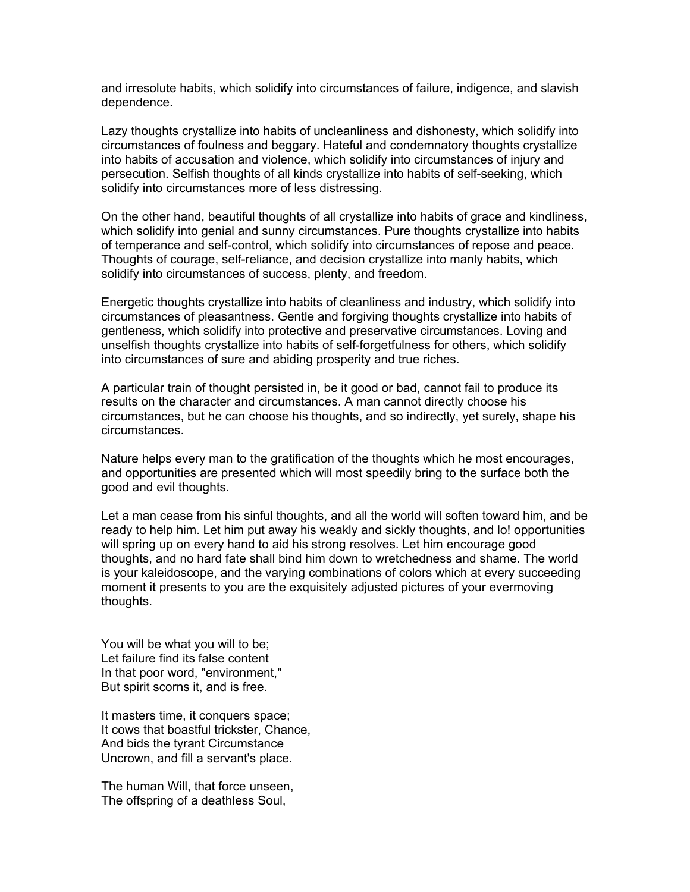and irresolute habits, which solidify into circumstances of failure, indigence, and slavish dependence.

Lazy thoughts crystallize into habits of uncleanliness and dishonesty, which solidify into circumstances of foulness and beggary. Hateful and condemnatory thoughts crystallize into habits of accusation and violence, which solidify into circumstances of injury and persecution. Selfish thoughts of all kinds crystallize into habits of self-seeking, which solidify into circumstances more of less distressing.

On the other hand, beautiful thoughts of all crystallize into habits of grace and kindliness, which solidify into genial and sunny circumstances. Pure thoughts crystallize into habits of temperance and self-control, which solidify into circumstances of repose and peace. Thoughts of courage, self-reliance, and decision crystallize into manly habits, which solidify into circumstances of success, plenty, and freedom.

Energetic thoughts crystallize into habits of cleanliness and industry, which solidify into circumstances of pleasantness. Gentle and forgiving thoughts crystallize into habits of gentleness, which solidify into protective and preservative circumstances. Loving and unselfish thoughts crystallize into habits of self-forgetfulness for others, which solidify into circumstances of sure and abiding prosperity and true riches.

A particular train of thought persisted in, be it good or bad, cannot fail to produce its results on the character and circumstances. A man cannot directly choose his circumstances, but he can choose his thoughts, and so indirectly, yet surely, shape his circumstances.

Nature helps every man to the gratification of the thoughts which he most encourages, and opportunities are presented which will most speedily bring to the surface both the good and evil thoughts.

Let a man cease from his sinful thoughts, and all the world will soften toward him, and be ready to help him. Let him put away his weakly and sickly thoughts, and lo! opportunities will spring up on every hand to aid his strong resolves. Let him encourage good thoughts, and no hard fate shall bind him down to wretchedness and shame. The world is your kaleidoscope, and the varying combinations of colors which at every succeeding moment it presents to you are the exquisitely adjusted pictures of your evermoving thoughts.

You will be what you will to be;  
Let failure find its false content  
In that poor word, "environment,"  
But spirit scorns it, and is free.

It masters time, it conquers space;  
It cows that boastful trickster, Chance,  
And bids the tyrant Circumstance  
Uncrown, and fill a servant's place.

The human Will, that force unseen,  
The offspring of a deathless Soul,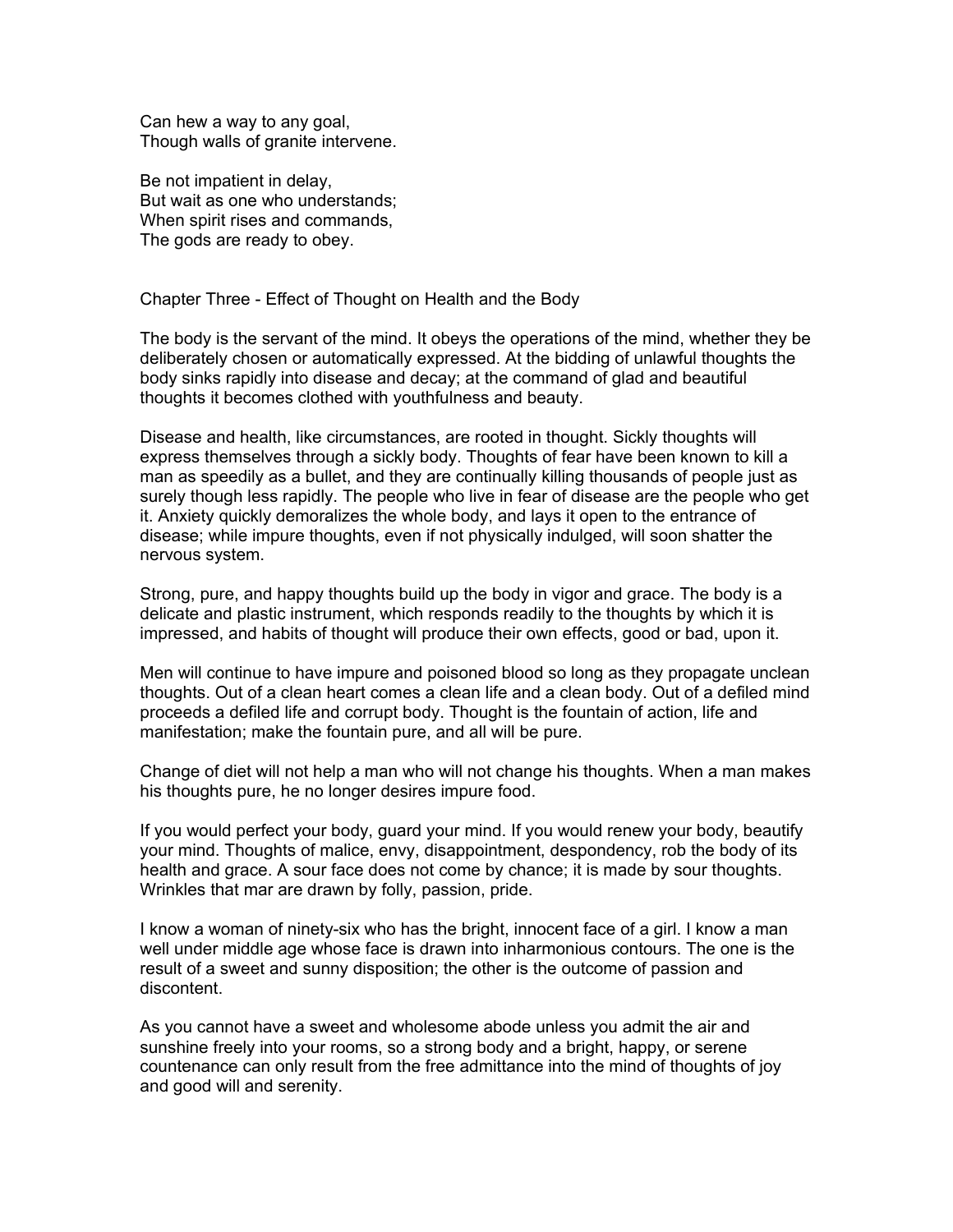Can hew a way to any goal,  
Though walls of granite intervene.

Be not impatient in delay,  
But wait as one who understands;  
When spirit rises and commands,  
The gods are ready to obey.

## Chapter Three - Effect of Thought on Health and the Body

The body is the servant of the mind. It obeys the operations of the mind, whether they be deliberately chosen or automatically expressed. At the bidding of unlawful thoughts the body sinks rapidly into disease and decay; at the command of glad and beautiful thoughts it becomes clothed with youthfulness and beauty.

Disease and health, like circumstances, are rooted in thought. Sickly thoughts will express themselves through a sickly body. Thoughts of fear have been known to kill a man as speedily as a bullet, and they are continually killing thousands of people just as surely though less rapidly. The people who live in fear of disease are the people who get it. Anxiety quickly demoralizes the whole body, and lays it open to the entrance of disease; while impure thoughts, even if not physically indulged, will soon shatter the nervous system.

Strong, pure, and happy thoughts build up the body in vigor and grace. The body is a delicate and plastic instrument, which responds readily to the thoughts by which it is impressed, and habits of thought will produce their own effects, good or bad, upon it.

Men will continue to have impure and poisoned blood so long as they propagate unclean thoughts. Out of a clean heart comes a clean life and a clean body. Out of a defiled mind proceeds a defiled life and corrupt body. Thought is the fountain of action, life and manifestation; make the fountain pure, and all will be pure.

Change of diet will not help a man who will not change his thoughts. When a man makes his thoughts pure, he no longer desires impure food.

If you would perfect your body, guard your mind. If you would renew your body, beautify your mind. Thoughts of malice, envy, disappointment, despondency, rob the body of its health and grace. A sour face does not come by chance; it is made by sour thoughts. Wrinkles that mar are drawn by folly, passion, pride.

I know a woman of ninety-six who has the bright, innocent face of a girl. I know a man well under middle age whose face is drawn into inharmonious contours. The one is the result of a sweet and sunny disposition; the other is the outcome of passion and discontent.

As you cannot have a sweet and wholesome abode unless you admit the air and sunshine freely into your rooms, so a strong body and a bright, happy, or serene countenance can only result from the free admittance into the mind of thoughts of joy and good will and serenity.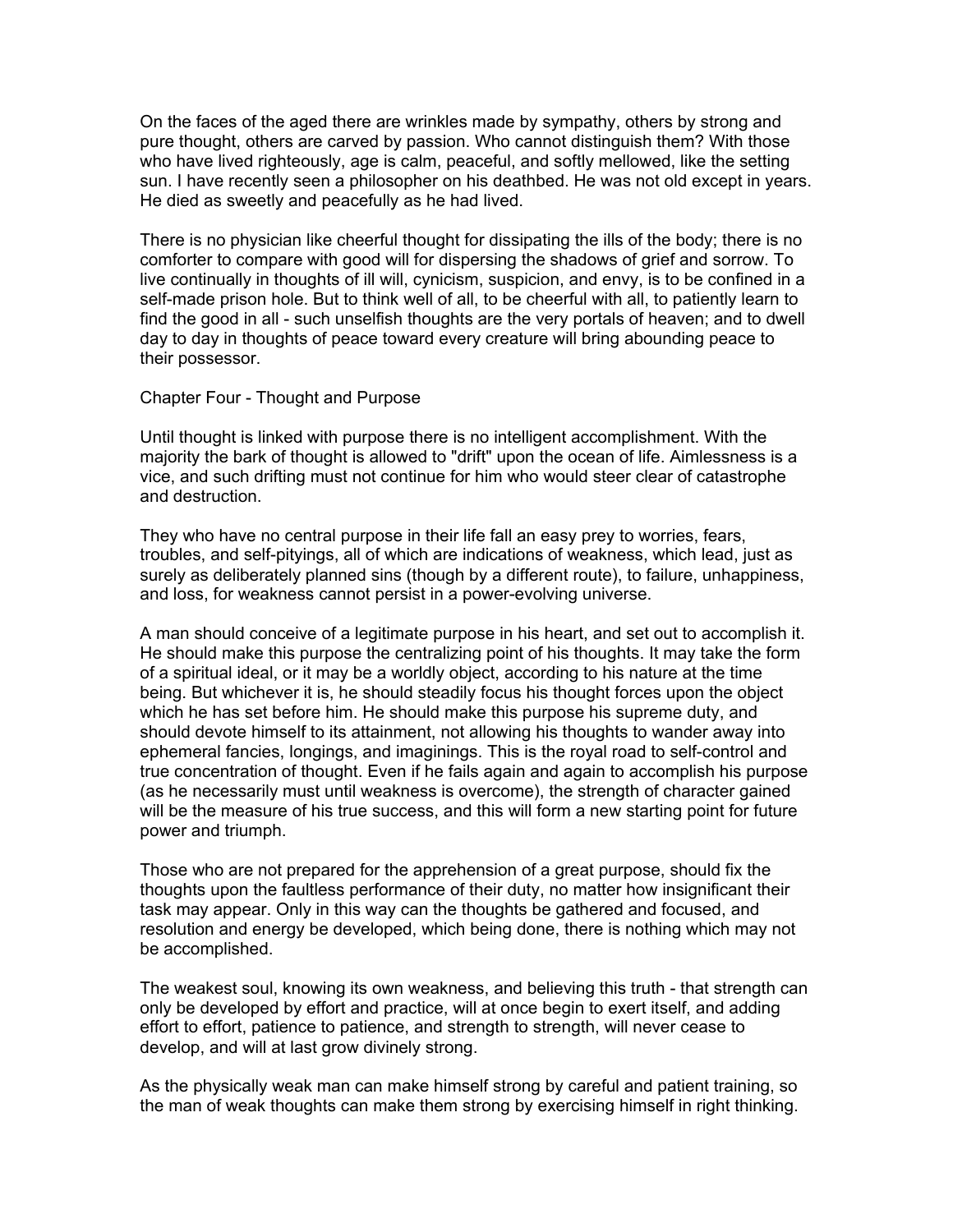On the faces of the aged there are wrinkles made by sympathy, others by strong and pure thought, others are carved by passion. Who cannot distinguish them? With those who have lived righteously, age is calm, peaceful, and softly mellowed, like the setting sun. I have recently seen a philosopher on his deathbed. He was not old except in years. He died as sweetly and peacefully as he had lived.

There is no physician like cheerful thought for dissipating the ills of the body; there is no comforter to compare with good will for dispersing the shadows of grief and sorrow. To live continually in thoughts of ill will, cynicism, suspicion, and envy, is to be confined in a self-made prison hole. But to think well of all, to be cheerful with all, to patiently learn to find the good in all - such unselfish thoughts are the very portals of heaven; and to dwell day to day in thoughts of peace toward every creature will bring abounding peace to their possessor.

## Chapter Four - Thought and Purpose

Until thought is linked with purpose there is no intelligent accomplishment. With the majority the bark of thought is allowed to "drift" upon the ocean of life. Aimlessness is a vice, and such drifting must not continue for him who would steer clear of catastrophe and destruction.

They who have no central purpose in their life fall an easy prey to worries, fears, troubles, and self-pityings, all of which are indications of weakness, which lead, just as surely as deliberately planned sins (though by a different route), to failure, unhappiness, and loss, for weakness cannot persist in a power-evolving universe.

A man should conceive of a legitimate purpose in his heart, and set out to accomplish it. He should make this purpose the centralizing point of his thoughts. It may take the form of a spiritual ideal, or it may be a worldly object, according to his nature at the time being. But whichever it is, he should steadily focus his thought forces upon the object which he has set before him. He should make this purpose his supreme duty, and should devote himself to its attainment, not allowing his thoughts to wander away into ephemeral fancies, longings, and imaginings. This is the royal road to self-control and true concentration of thought. Even if he fails again and again to accomplish his purpose (as he necessarily must until weakness is overcome), the strength of character gained will be the measure of his true success, and this will form a new starting point for future power and triumph.

Those who are not prepared for the apprehension of a great purpose, should fix the thoughts upon the faultless performance of their duty, no matter how insignificant their task may appear. Only in this way can the thoughts be gathered and focused, and resolution and energy be developed, which being done, there is nothing which may not be accomplished.

The weakest soul, knowing its own weakness, and believing this truth - that strength can only be developed by effort and practice, will at once begin to exert itself, and adding effort to effort, patience to patience, and strength to strength, will never cease to develop, and will at last grow divinely strong.

As the physically weak man can make himself strong by careful and patient training, so the man of weak thoughts can make them strong by exercising himself in right thinking.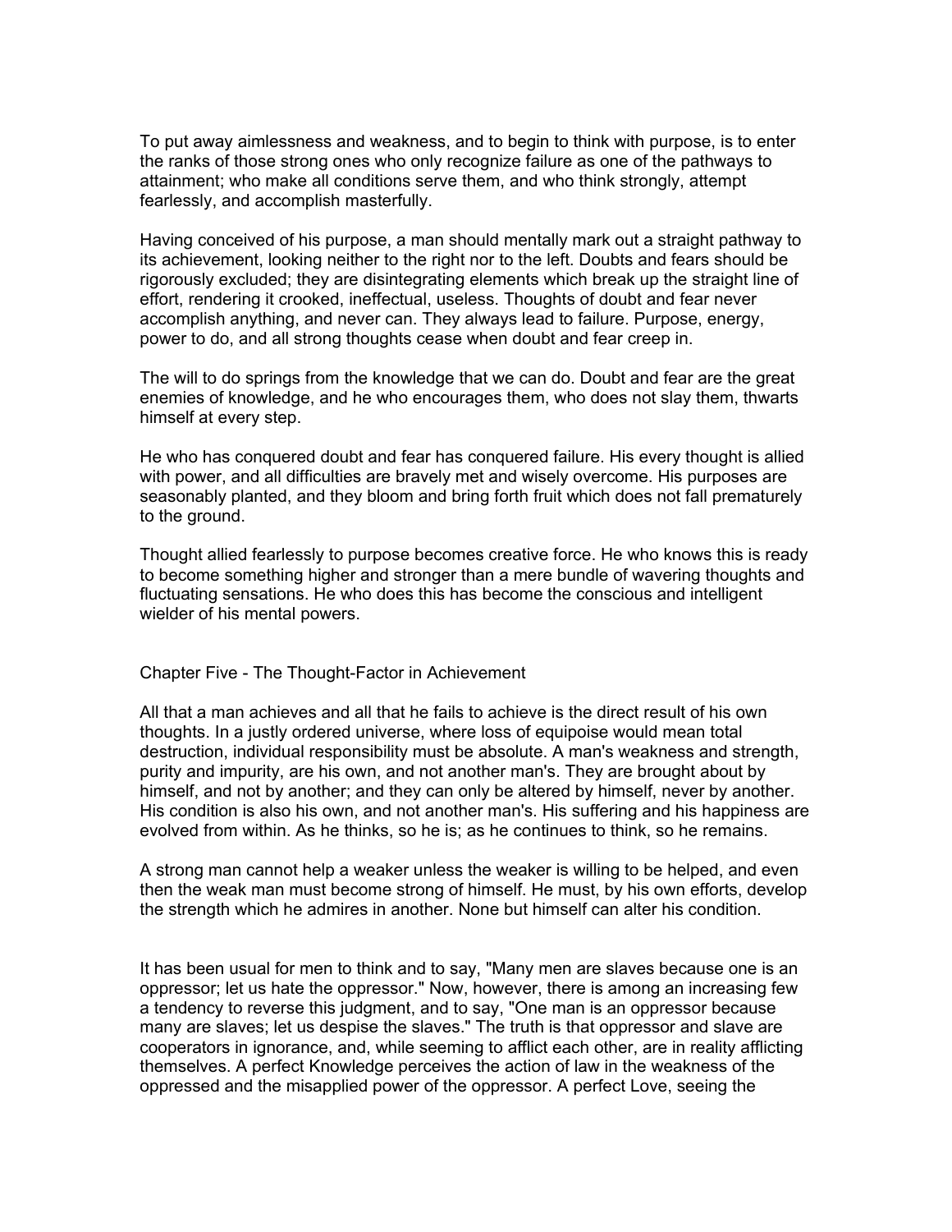To put away aimlessness and weakness, and to begin to think with purpose, is to enter the ranks of those strong ones who only recognize failure as one of the pathways to attainment; who make all conditions serve them, and who think strongly, attempt fearlessly, and accomplish masterfully.

Having conceived of his purpose, a man should mentally mark out a straight pathway to its achievement, looking neither to the right nor to the left. Doubts and fears should be rigorously excluded; they are disintegrating elements which break up the straight line of effort, rendering it crooked, ineffectual, useless. Thoughts of doubt and fear never accomplish anything, and never can. They always lead to failure. Purpose, energy, power to do, and all strong thoughts cease when doubt and fear creep in.

The will to do springs from the knowledge that we can do. Doubt and fear are the great enemies of knowledge, and he who encourages them, who does not slay them, thwarts himself at every step.

He who has conquered doubt and fear has conquered failure. His every thought is allied with power, and all difficulties are bravely met and wisely overcome. His purposes are seasonably planted, and they bloom and bring forth fruit which does not fall prematurely to the ground.

Thought allied fearlessly to purpose becomes creative force. He who knows this is ready to become something higher and stronger than a mere bundle of wavering thoughts and fluctuating sensations. He who does this has become the conscious and intelligent wielder of his mental powers.

## Chapter Five - The Thought-Factor in Achievement

All that a man achieves and all that he fails to achieve is the direct result of his own thoughts. In a justly ordered universe, where loss of equipoise would mean total destruction, individual responsibility must be absolute. A man's weakness and strength, purity and impurity, are his own, and not another man's. They are brought about by himself, and not by another; and they can only be altered by himself, never by another. His condition is also his own, and not another man's. His suffering and his happiness are evolved from within. As he thinks, so he is; as he continues to think, so he remains.

A strong man cannot help a weaker unless the weaker is willing to be helped, and even then the weak man must become strong of himself. He must, by his own efforts, develop the strength which he admires in another. None but himself can alter his condition.

It has been usual for men to think and to say, "Many men are slaves because one is an oppressor; let us hate the oppressor." Now, however, there is among an increasing few a tendency to reverse this judgment, and to say, "One man is an oppressor because many are slaves; let us despise the slaves." The truth is that oppressor and slave are cooperators in ignorance, and, while seeming to afflict each other, are in reality afflicting themselves. A perfect Knowledge perceives the action of law in the weakness of the oppressed and the misapplied power of the oppressor. A perfect Love, seeing the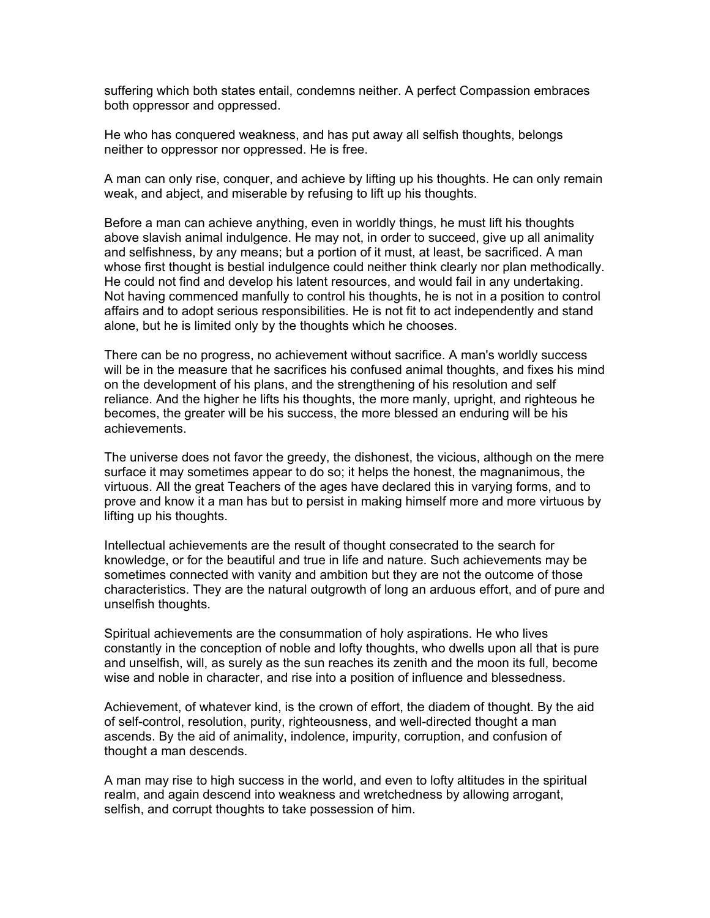suffering which both states entail, condemns neither. A perfect Compassion embraces both oppressor and oppressed.

He who has conquered weakness, and has put away all selfish thoughts, belongs neither to oppressor nor oppressed. He is free.

A man can only rise, conquer, and achieve by lifting up his thoughts. He can only remain weak, and abject, and miserable by refusing to lift up his thoughts.

Before a man can achieve anything, even in worldly things, he must lift his thoughts above slavish animal indulgence. He may not, in order to succeed, give up all animality and selfishness, by any means; but a portion of it must, at least, be sacrificed. A man whose first thought is bestial indulgence could neither think clearly nor plan methodically. He could not find and develop his latent resources, and would fail in any undertaking. Not having commenced manfully to control his thoughts, he is not in a position to control affairs and to adopt serious responsibilities. He is not fit to act independently and stand alone, but he is limited only by the thoughts which he chooses.

There can be no progress, no achievement without sacrifice. A man's worldly success will be in the measure that he sacrifices his confused animal thoughts, and fixes his mind on the development of his plans, and the strengthening of his resolution and self reliance. And the higher he lifts his thoughts, the more manly, upright, and righteous he becomes, the greater will be his success, the more blessed an enduring will be his achievements.

The universe does not favor the greedy, the dishonest, the vicious, although on the mere surface it may sometimes appear to do so; it helps the honest, the magnanimous, the virtuous. All the great Teachers of the ages have declared this in varying forms, and to prove and know it a man has but to persist in making himself more and more virtuous by lifting up his thoughts.

Intellectual achievements are the result of thought consecrated to the search for knowledge, or for the beautiful and true in life and nature. Such achievements may be sometimes connected with vanity and ambition but they are not the outcome of those characteristics. They are the natural outgrowth of long an arduous effort, and of pure and unselfish thoughts.

Spiritual achievements are the consummation of holy aspirations. He who lives constantly in the conception of noble and lofty thoughts, who dwells upon all that is pure and unselfish, will, as surely as the sun reaches its zenith and the moon its full, become wise and noble in character, and rise into a position of influence and blessedness.

Achievement, of whatever kind, is the crown of effort, the diadem of thought. By the aid of self-control, resolution, purity, righteousness, and well-directed thought a man ascends. By the aid of animality, indolence, impurity, corruption, and confusion of thought a man descends.

A man may rise to high success in the world, and even to lofty altitudes in the spiritual realm, and again descend into weakness and wretchedness by allowing arrogant, selfish, and corrupt thoughts to take possession of him.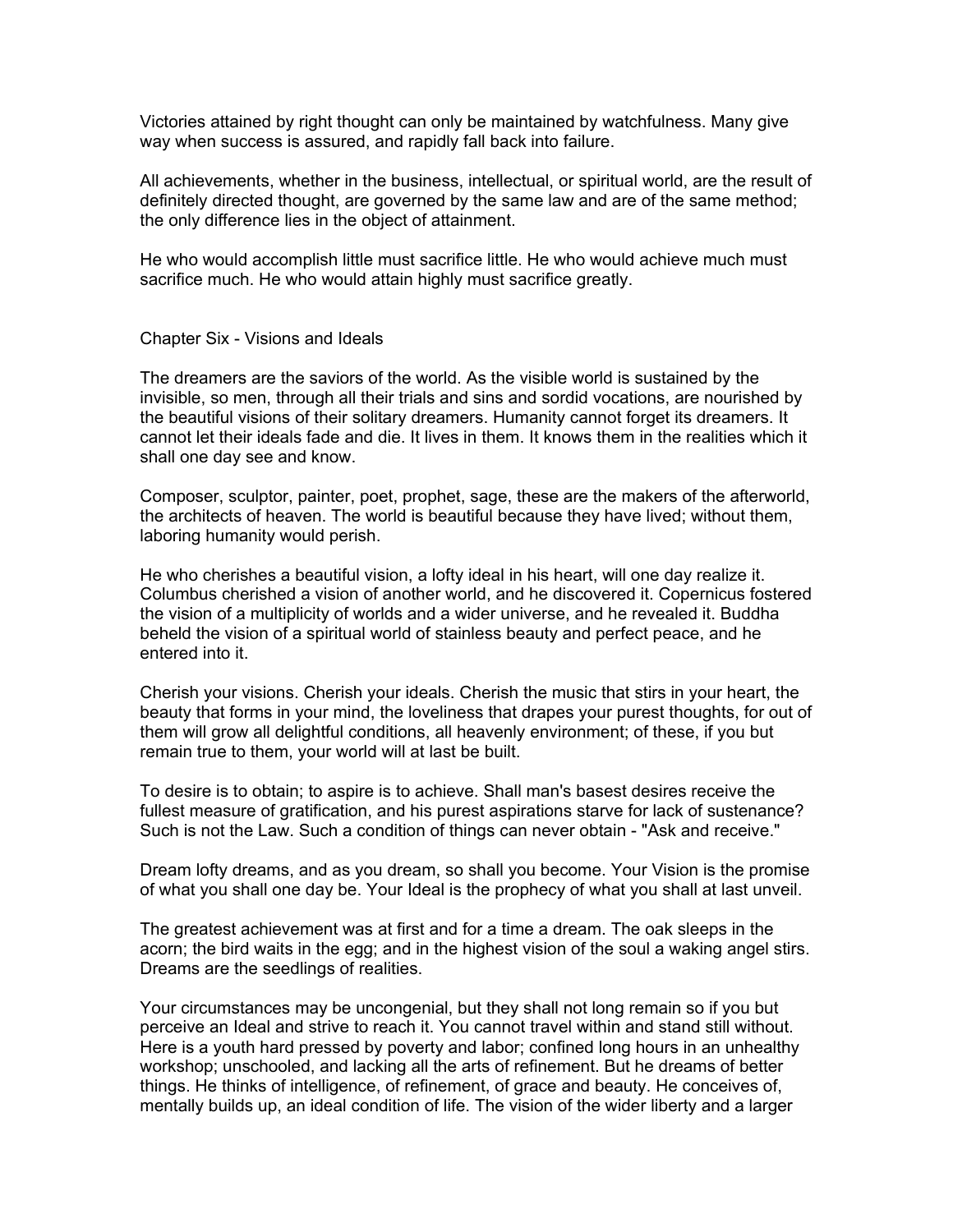Victories attained by right thought can only be maintained by watchfulness. Many give way when success is assured, and rapidly fall back into failure.

All achievements, whether in the business, intellectual, or spiritual world, are the result of definitely directed thought, are governed by the same law and are of the same method; the only difference lies in the object of attainment.

He who would accomplish little must sacrifice little. He who would achieve much must sacrifice much. He who would attain highly must sacrifice greatly.

## Chapter Six - Visions and Ideals

The dreamers are the saviors of the world. As the visible world is sustained by the invisible, so men, through all their trials and sins and sordid vocations, are nourished by the beautiful visions of their solitary dreamers. Humanity cannot forget its dreamers. It cannot let their ideals fade and die. It lives in them. It knows them in the realities which it shall one day see and know.

Composer, sculptor, painter, poet, prophet, sage, these are the makers of the afterworld, the architects of heaven. The world is beautiful because they have lived; without them, laboring humanity would perish.

He who cherishes a beautiful vision, a lofty ideal in his heart, will one day realize it. Columbus cherished a vision of another world, and he discovered it. Copernicus fostered the vision of a multiplicity of worlds and a wider universe, and he revealed it. Buddha beheld the vision of a spiritual world of stainless beauty and perfect peace, and he entered into it.

Cherish your visions. Cherish your ideals. Cherish the music that stirs in your heart, the beauty that forms in your mind, the loveliness that drapes your purest thoughts, for out of them will grow all delightful conditions, all heavenly environment; of these, if you but remain true to them, your world will at last be built.

To desire is to obtain; to aspire is to achieve. Shall man's basest desires receive the fullest measure of gratification, and his purest aspirations starve for lack of sustenance? Such is not the Law. Such a condition of things can never obtain - "Ask and receive."

Dream lofty dreams, and as you dream, so shall you become. Your Vision is the promise of what you shall one day be. Your Ideal is the prophecy of what you shall at last unveil.

The greatest achievement was at first and for a time a dream. The oak sleeps in the acorn; the bird waits in the egg; and in the highest vision of the soul a waking angel stirs. Dreams are the seedlings of realities.

Your circumstances may be uncongenial, but they shall not long remain so if you but perceive an Ideal and strive to reach it. You cannot travel within and stand still without. Here is a youth hard pressed by poverty and labor; confined long hours in an unhealthy workshop; unschooled, and lacking all the arts of refinement. But he dreams of better things. He thinks of intelligence, of refinement, of grace and beauty. He conceives of, mentally builds up, an ideal condition of life. The vision of the wider liberty and a larger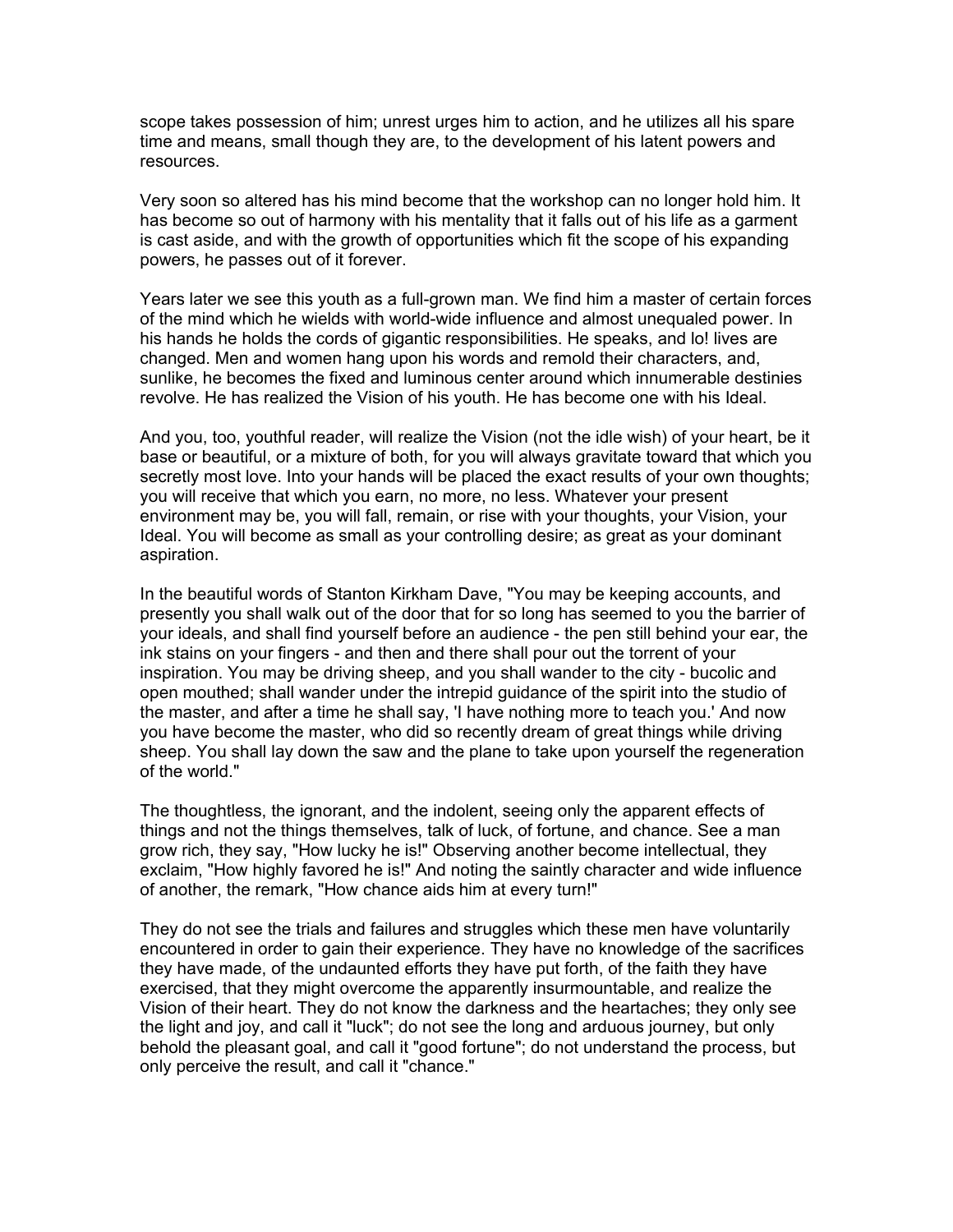scope takes possession of him; unrest urges him to action, and he utilizes all his spare time and means, small though they are, to the development of his latent powers and resources.

Very soon so altered has his mind become that the workshop can no longer hold him. It has become so out of harmony with his mentality that it falls out of his life as a garment is cast aside, and with the growth of opportunities which fit the scope of his expanding powers, he passes out of it forever.

Years later we see this youth as a full-grown man. We find him a master of certain forces of the mind which he wields with world-wide influence and almost unequaled power. In his hands he holds the cords of gigantic responsibilities. He speaks, and lo! lives are changed. Men and women hang upon his words and remold their characters, and, sunlike, he becomes the fixed and luminous center around which innumerable destinies revolve. He has realized the Vision of his youth. He has become one with his Ideal.

And you, too, youthful reader, will realize the Vision (not the idle wish) of your heart, be it base or beautiful, or a mixture of both, for you will always gravitate toward that which you secretly most love. Into your hands will be placed the exact results of your own thoughts; you will receive that which you earn, no more, no less. Whatever your present environment may be, you will fall, remain, or rise with your thoughts, your Vision, your Ideal. You will become as small as your controlling desire; as great as your dominant aspiration.

In the beautiful words of Stanton Kirkham Dave, "You may be keeping accounts, and presently you shall walk out of the door that for so long has seemed to you the barrier of your ideals, and shall find yourself before an audience - the pen still behind your ear, the ink stains on your fingers - and then and there shall pour out the torrent of your inspiration. You may be driving sheep, and you shall wander to the city - bucolic and open mouthed; shall wander under the intrepid guidance of the spirit into the studio of the master, and after a time he shall say, 'I have nothing more to teach you.' And now you have become the master, who did so recently dream of great things while driving sheep. You shall lay down the saw and the plane to take upon yourself the regeneration of the world."

The thoughtless, the ignorant, and the indolent, seeing only the apparent effects of things and not the things themselves, talk of luck, of fortune, and chance. See a man grow rich, they say, "How lucky he is!" Observing another become intellectual, they exclaim, "How highly favored he is!" And noting the saintly character and wide influence of another, the remark, "How chance aids him at every turn!"

They do not see the trials and failures and struggles which these men have voluntarily encountered in order to gain their experience. They have no knowledge of the sacrifices they have made, of the undaunted efforts they have put forth, of the faith they have exercised, that they might overcome the apparently insurmountable, and realize the Vision of their heart. They do not know the darkness and the heartaches; they only see the light and joy, and call it "luck"; do not see the long and arduous journey, but only behold the pleasant goal, and call it "good fortune"; do not understand the process, but only perceive the result, and call it "chance."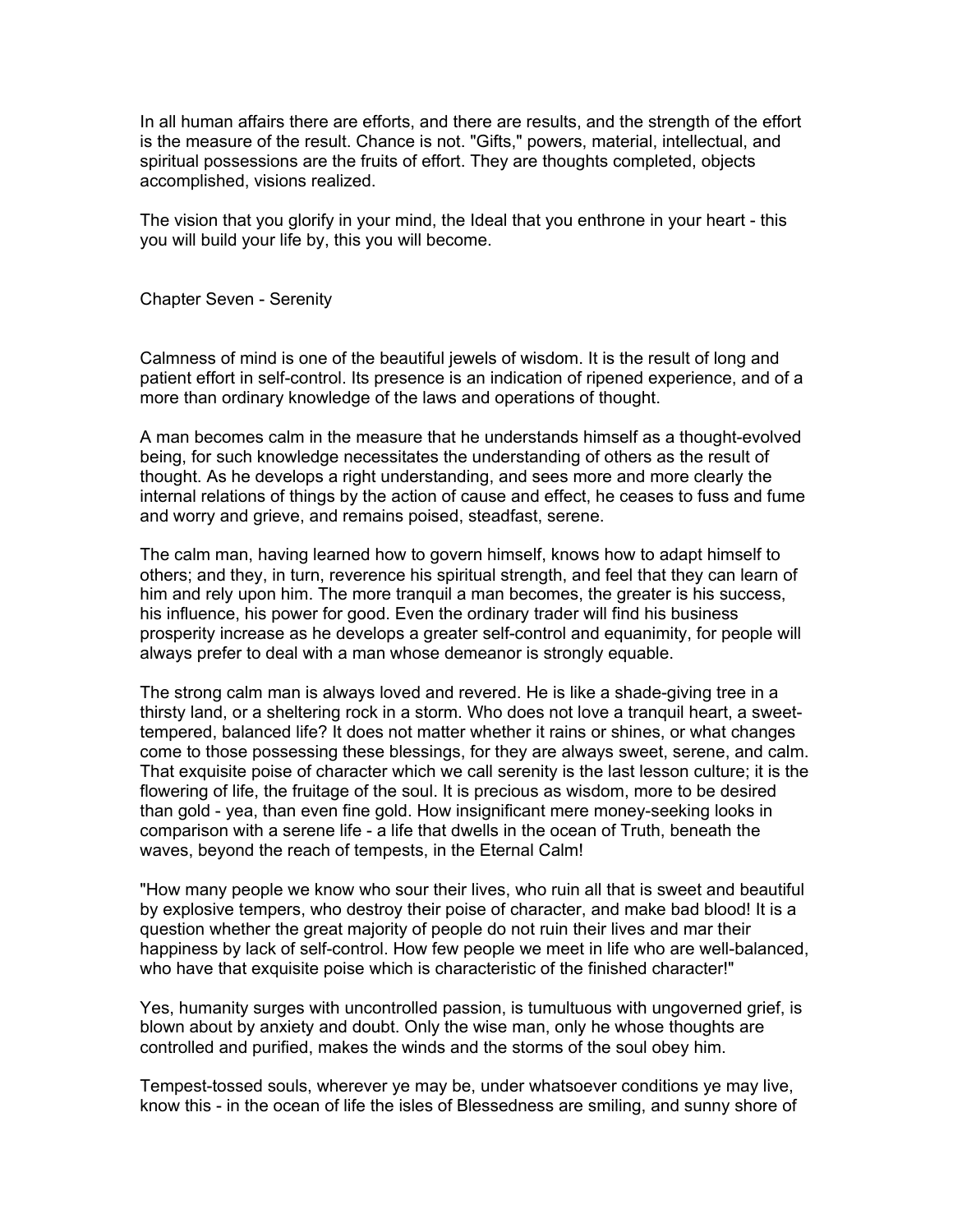In all human affairs there are efforts, and there are results, and the strength of the effort is the measure of the result. Chance is not. "Gifts," powers, material, intellectual, and spiritual possessions are the fruits of effort. They are thoughts completed, objects accomplished, visions realized.

The vision that you glorify in your mind, the Ideal that you enthrone in your heart - this you will build your life by, this you will become.

## Chapter Seven - Serenity

Calmness of mind is one of the beautiful jewels of wisdom. It is the result of long and patient effort in self-control. Its presence is an indication of ripened experience, and of a more than ordinary knowledge of the laws and operations of thought.

A man becomes calm in the measure that he understands himself as a thought-evolved being, for such knowledge necessitates the understanding of others as the result of thought. As he develops a right understanding, and sees more and more clearly the internal relations of things by the action of cause and effect, he ceases to fuss and fume and worry and grieve, and remains poised, steadfast, serene.

The calm man, having learned how to govern himself, knows how to adapt himself to others; and they, in turn, reverence his spiritual strength, and feel that they can learn of him and rely upon him. The more tranquil a man becomes, the greater is his success, his influence, his power for good. Even the ordinary trader will find his business prosperity increase as he develops a greater self-control and equanimity, for people will always prefer to deal with a man whose demeanor is strongly equable.

The strong calm man is always loved and revered. He is like a shade-giving tree in a thirsty land, or a sheltering rock in a storm. Who does not love a tranquil heart, a sweet-tempered, balanced life? It does not matter whether it rains or shines, or what changes come to those possessing these blessings, for they are always sweet, serene, and calm. That exquisite poise of character which we call serenity is the last lesson culture; it is the flowering of life, the fruitage of the soul. It is precious as wisdom, more to be desired than gold - yea, than even fine gold. How insignificant mere money-seeking looks in comparison with a serene life - a life that dwells in the ocean of Truth, beneath the waves, beyond the reach of tempests, in the Eternal Calm!

"How many people we know who sour their lives, who ruin all that is sweet and beautiful by explosive tempers, who destroy their poise of character, and make bad blood! It is a question whether the great majority of people do not ruin their lives and mar their happiness by lack of self-control. How few people we meet in life who are well-balanced, who have that exquisite poise which is characteristic of the finished character!"

Yes, humanity surges with uncontrolled passion, is tumultuous with ungoverned grief, is blown about by anxiety and doubt. Only the wise man, only he whose thoughts are controlled and purified, makes the winds and the storms of the soul obey him.

Tempest-tossed souls, wherever ye may be, under whatsoever conditions ye may live, know this - in the ocean of life the isles of Blessedness are smiling, and sunny shore of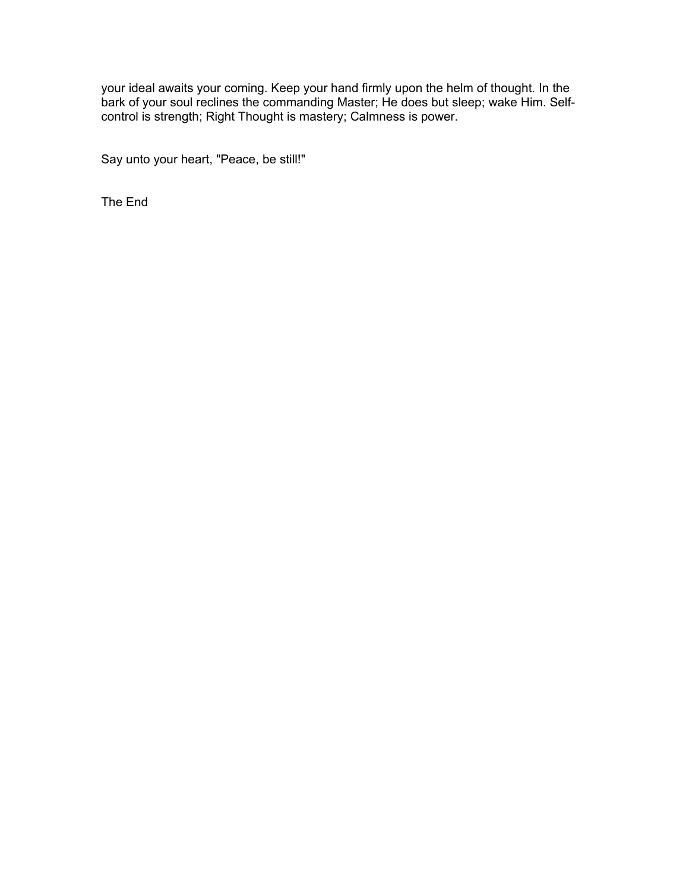your ideal awaits your coming. Keep your hand firmly upon the helm of thought. In the bark of your soul reclines the commanding Master; He does but sleep; wake Him. Self-control is strength; Right Thought is mastery; Calmness is power.

Say unto your heart, "Peace, be still!"

The End